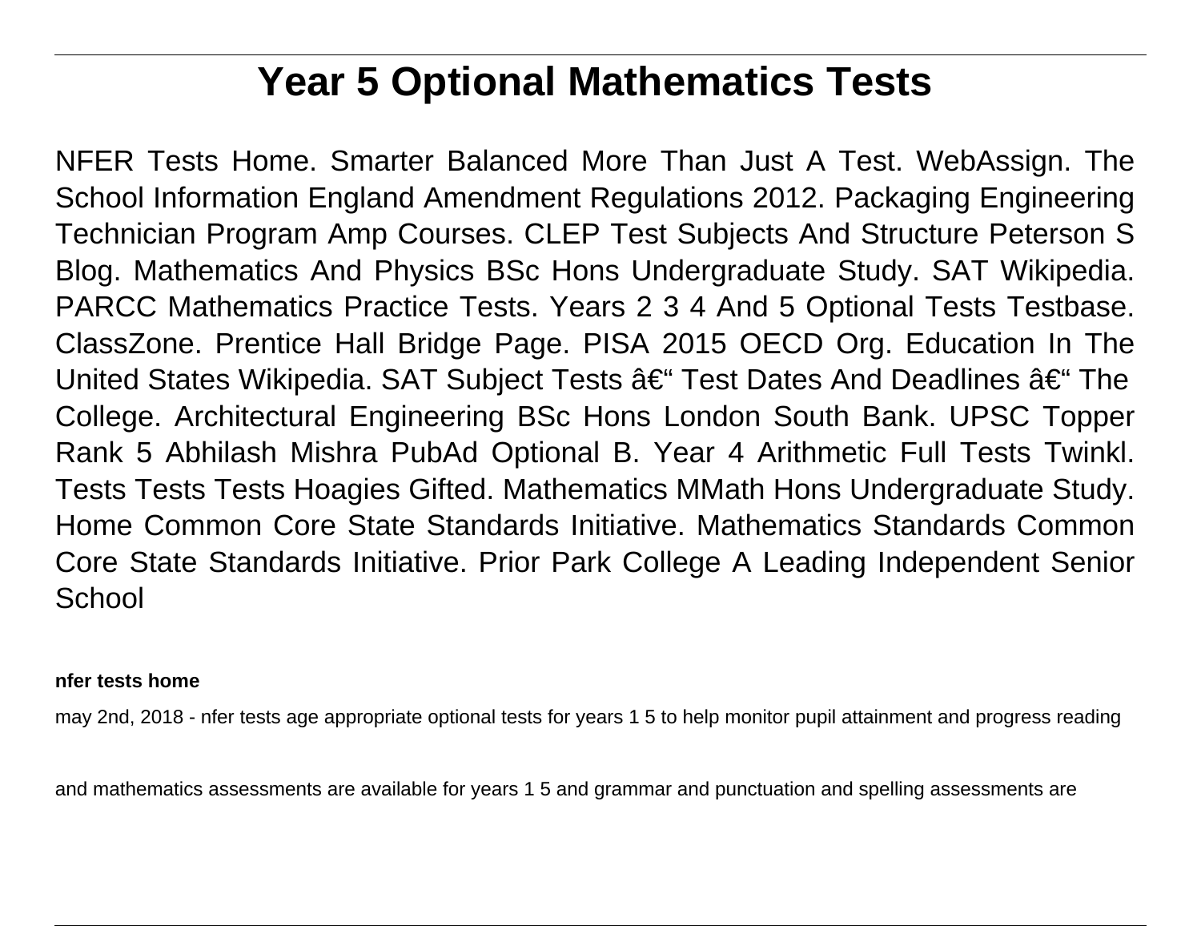# Year 5 Optional Mathematics Tests

NFER Tests Home. Smarter Balanced More Than Just A Test. WebAssign. The School Information England Amendment Regulations 2012. Packaging Engineering Technician Program Amp Courses. CLEP Test Subjects And Structure Peterson S Blog. Mathematics And Physics BSc Hons Undergraduate Study. SAT Wikipedia. PARCC Mathematics Practice Tests. Years 2 3 4 And 5 Optional Tests Testbase. ClassZone. Prentice Hall Bridge Page. PISA 2015 OECD Org. Education In The United States Wikipedia. SAT Subject Tests â€“ Test Dates And Deadlines â€“ The College. Architectural Engineering BSc Hons London South Bank. UPSC Topper Rank 5 Abhilash Mishra PubAd Optional B. Year 4 Arithmetic Full Tests Twinkl. Tests Tests Tests Hoagies Gifted. Mathematics MMath Hons Undergraduate Study. Home Common Core State Standards Initiative. Mathematics Standards Common Core State Standards Initiative. Prior Park College A Leading Independent Senior School

**nfer tests home**

may 2nd, 2018 - nfer tests age appropriate optional tests for years 1 5 to help monitor pupil attainment and progress reading and mathematics assessments are available for years 1 5 and grammar and punctuation and spelling assessments are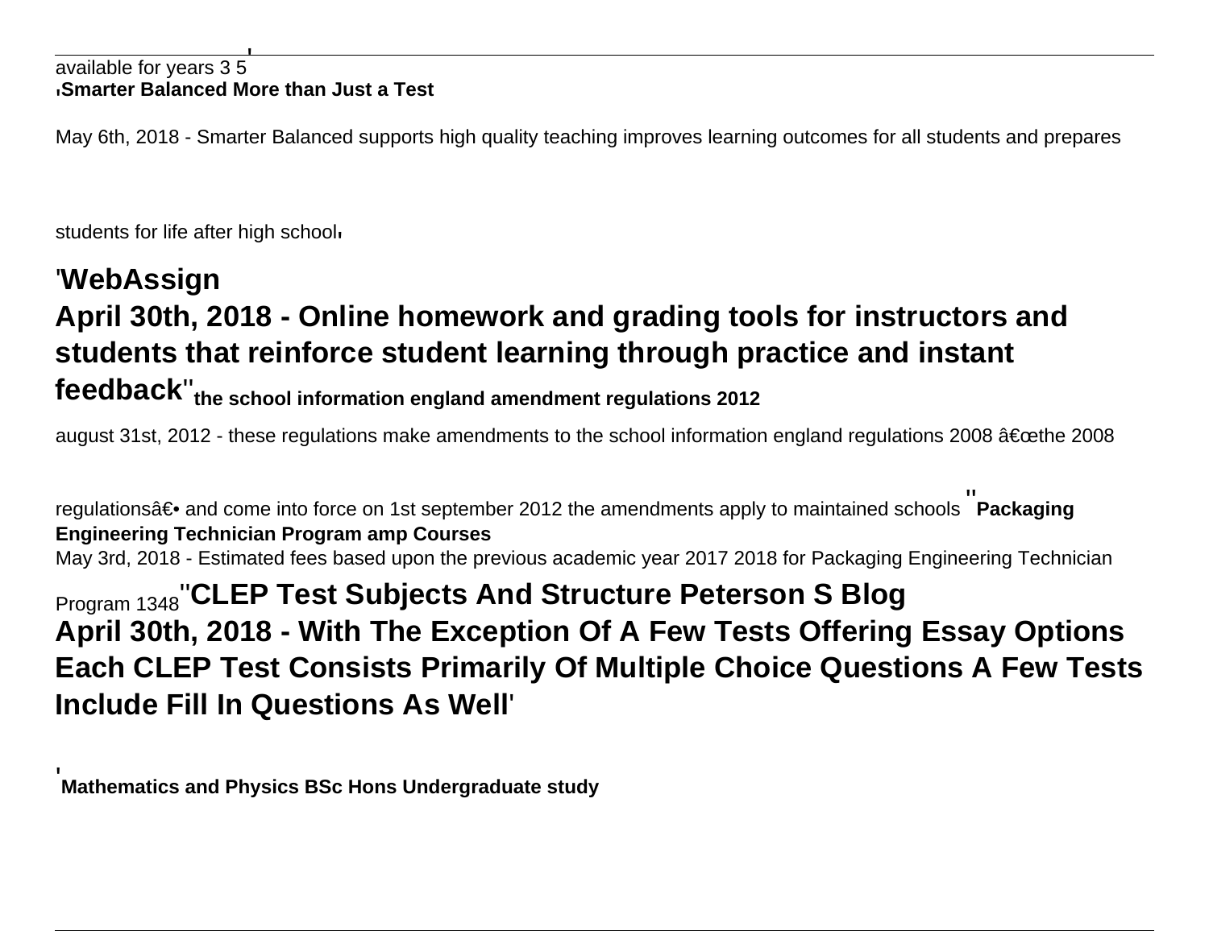available for years 3 5'

'**Smarter Balanced More than Just a Test**

May 6th, 2018 - Smarter Balanced supports high quality teaching improves learning outcomes for all students and prepares students for life after high school'

## 'WebAssign

## April 30th, 2018 - Online homework and grading tools for instructors and students that reinforce student learning through practice and instant feedback''

**the school information england amendment regulations 2012**

august 31st, 2012 - these regulations make amendments to the school information england regulations 2008 â€œthe 2008 regulationsâ€• and come into force on 1st september 2012 the amendments apply to maintained schools''

**Packaging Engineering Technician Program amp Courses**

May 3rd, 2018 - Estimated fees based upon the previous academic year 2017 2018 for Packaging Engineering Technician Program 1348''

## CLEP Test Subjects And Structure Peterson S Blog

## April 30th, 2018 - With The Exception Of A Few Tests Offering Essay Options Each CLEP Test Consists Primarily Of Multiple Choice Questions A Few Tests Include Fill In Questions As Well'

'**Mathematics and Physics BSc Hons Undergraduate study**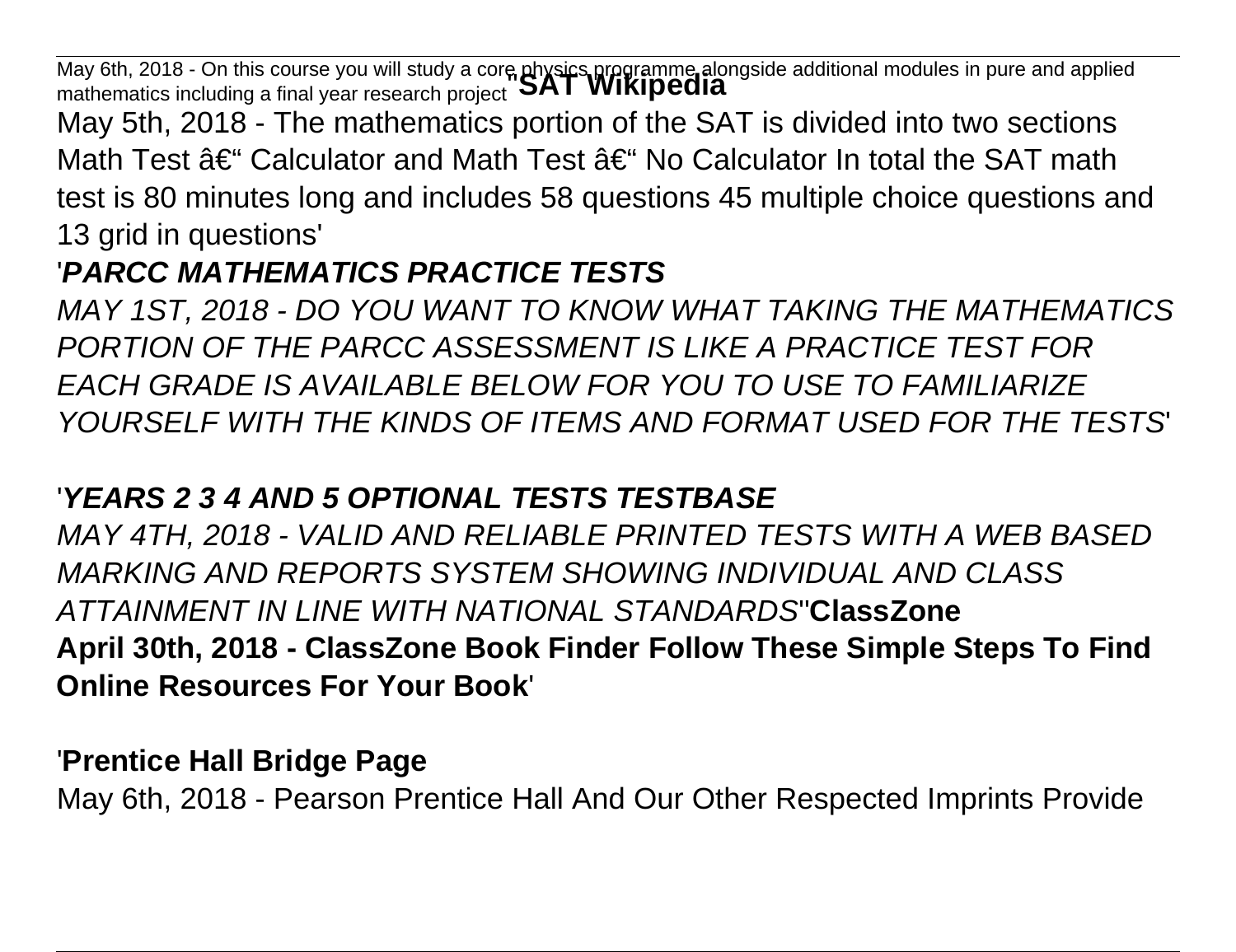May 6th, 2018 - On this course you will study a core physics programme alongside additional modules in pure and applied mathematics including a final year research project'**'SAT Wikipedia**

May 5th, 2018 - The mathematics portion of the SAT is divided into two sections Math Test â€“ Calculator and Math Test â€“ No Calculator In total the SAT math test is 80 minutes long and includes 58 questions 45 multiple choice questions and 13 grid in questions'

'***PARCC MATHEMATICS PRACTICE TESTS***

*MAY 1ST, 2018 - DO YOU WANT TO KNOW WHAT TAKING THE MATHEMATICS PORTION OF THE PARCC ASSESSMENT IS LIKE A PRACTICE TEST FOR EACH GRADE IS AVAILABLE BELOW FOR YOU TO USE TO FAMILIARIZE YOURSELF WITH THE KINDS OF ITEMS AND FORMAT USED FOR THE TESTS*'

'***YEARS 2 3 4 AND 5 OPTIONAL TESTS TESTBASE***

*MAY 4TH, 2018 - VALID AND RELIABLE PRINTED TESTS WITH A WEB BASED MARKING AND REPORTS SYSTEM SHOWING INDIVIDUAL AND CLASS ATTAINMENT IN LINE WITH NATIONAL STANDARDS*''**ClassZone**

**April 30th, 2018 - ClassZone Book Finder Follow These Simple Steps To Find Online Resources For Your Book**'

'**Prentice Hall Bridge Page**

May 6th, 2018 - Pearson Prentice Hall And Our Other Respected Imprints Provide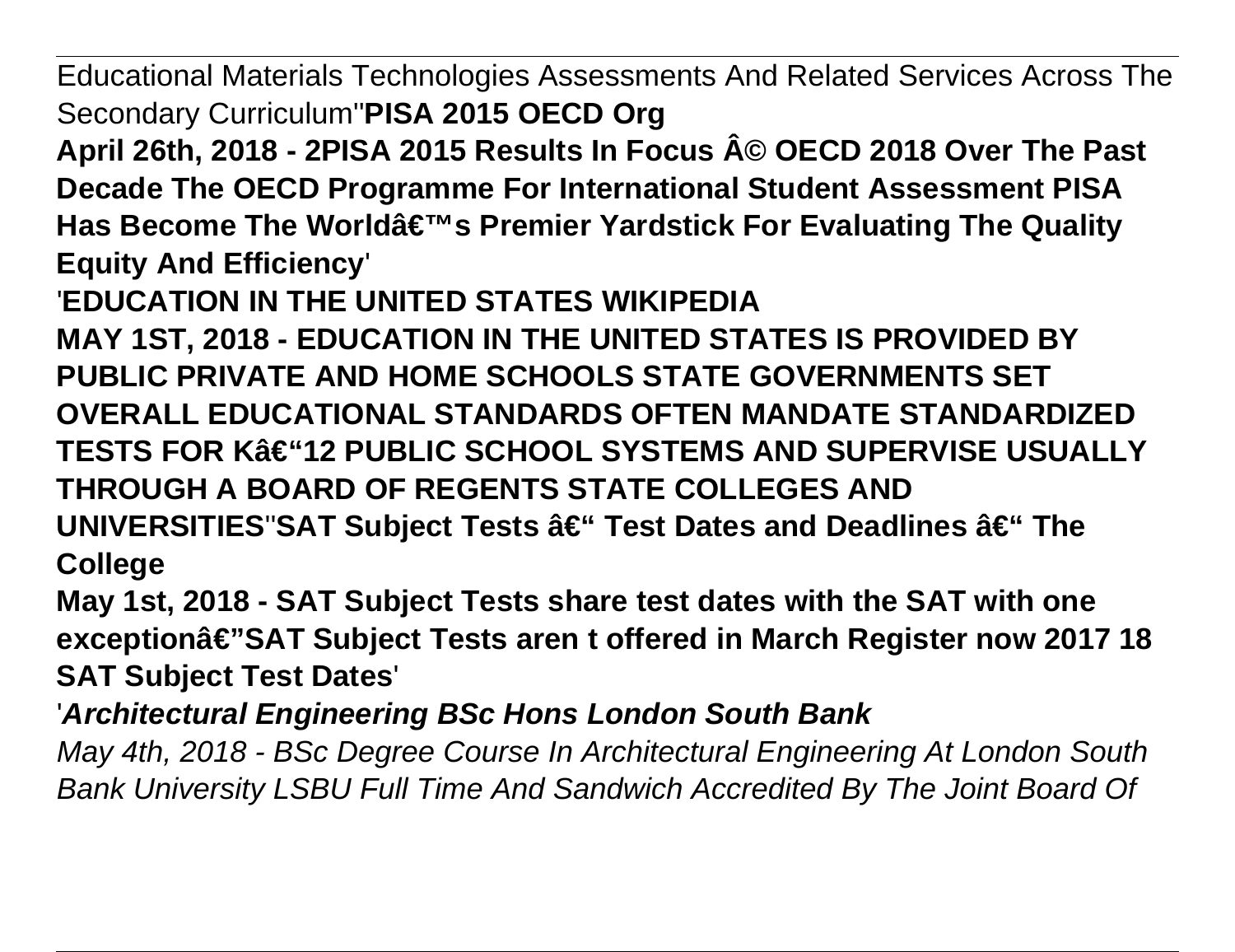Educational Materials Technologies Assessments And Related Services Across The Secondary Curriculum''**PISA 2015 OECD Org**

**April 26th, 2018 - 2PISA 2015 Results In Focus Â© OECD 2018 Over The Past Decade The OECD Programme For International Student Assessment PISA Has Become The Worldâ€™s Premier Yardstick For Evaluating The Quality Equity And Efficiency**'

'**EDUCATION IN THE UNITED STATES WIKIPEDIA**

**MAY 1ST, 2018 - EDUCATION IN THE UNITED STATES IS PROVIDED BY PUBLIC PRIVATE AND HOME SCHOOLS STATE GOVERNMENTS SET OVERALL EDUCATIONAL STANDARDS OFTEN MANDATE STANDARDIZED TESTS FOR Kâ€"12 PUBLIC SCHOOL SYSTEMS AND SUPERVISE USUALLY THROUGH A BOARD OF REGENTS STATE COLLEGES AND UNIVERSITIES**''**SAT Subject Tests â€" Test Dates and Deadlines â€" The College**

**May 1st, 2018 - SAT Subject Tests share test dates with the SAT with one exceptionâ€"SAT Subject Tests aren t offered in March Register now 2017 18 SAT Subject Test Dates**'

'***Architectural Engineering BSc Hons London South Bank***

*May 4th, 2018 - BSc Degree Course In Architectural Engineering At London South Bank University LSBU Full Time And Sandwich Accredited By The Joint Board Of*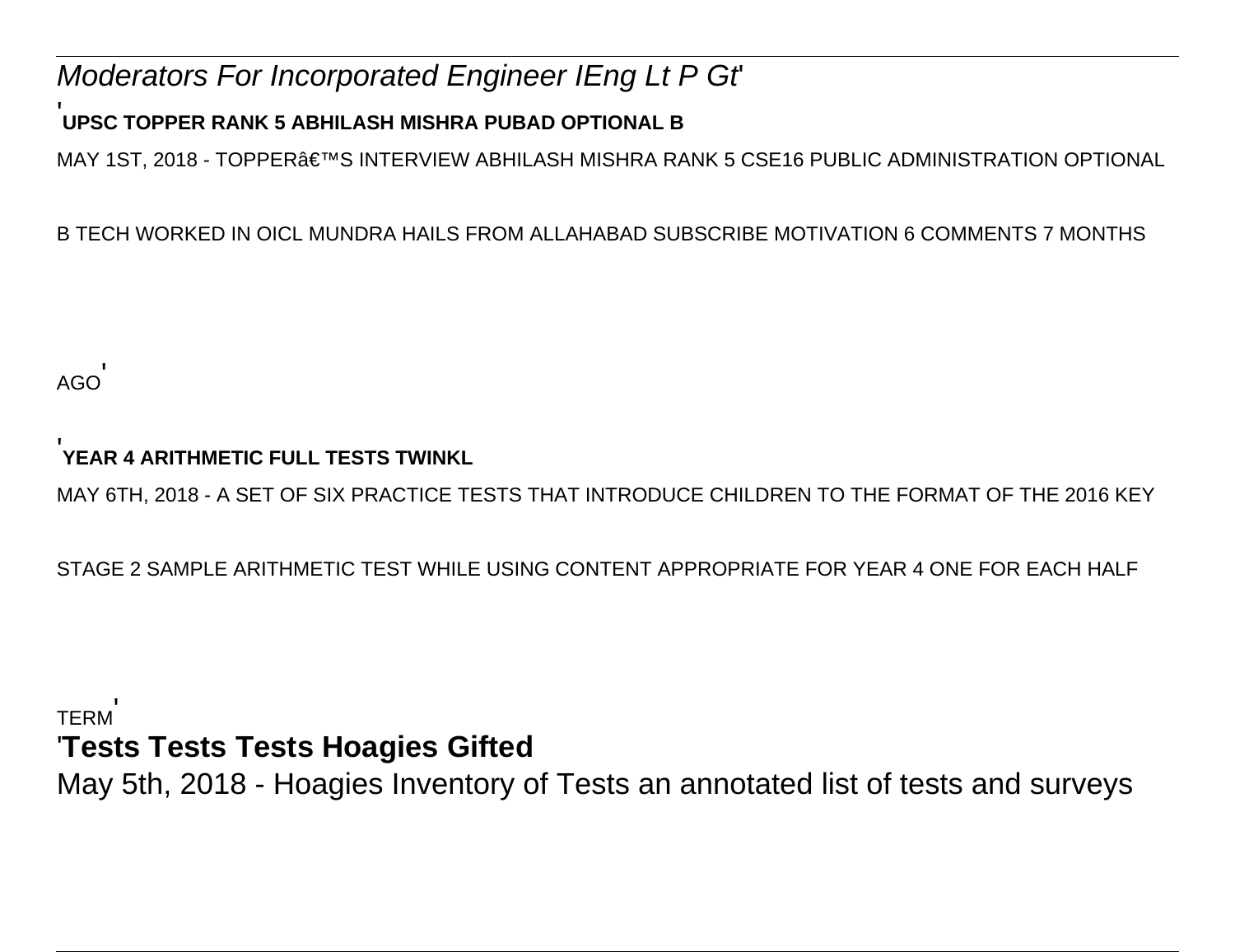*Moderators For Incorporated Engineer IEng Lt P Gt*'

'**UPSC TOPPER RANK 5 ABHILASH MISHRA PUBAD OPTIONAL B**

MAY 1ST, 2018 - TOPPERâ€™S INTERVIEW ABHILASH MISHRA RANK 5 CSE16 PUBLIC ADMINISTRATION OPTIONAL B TECH WORKED IN OICL MUNDRA HAILS FROM ALLAHABAD SUBSCRIBE MOTIVATION 6 COMMENTS 7 MONTHS AGO'

'**YEAR 4 ARITHMETIC FULL TESTS TWINKL**

MAY 6TH, 2018 - A SET OF SIX PRACTICE TESTS THAT INTRODUCE CHILDREN TO THE FORMAT OF THE 2016 KEY STAGE 2 SAMPLE ARITHMETIC TEST WHILE USING CONTENT APPROPRIATE FOR YEAR 4 ONE FOR EACH HALF TERM'

'**Tests Tests Tests Hoagies Gifted**

May 5th, 2018 - Hoagies Inventory of Tests an annotated list of tests and surveys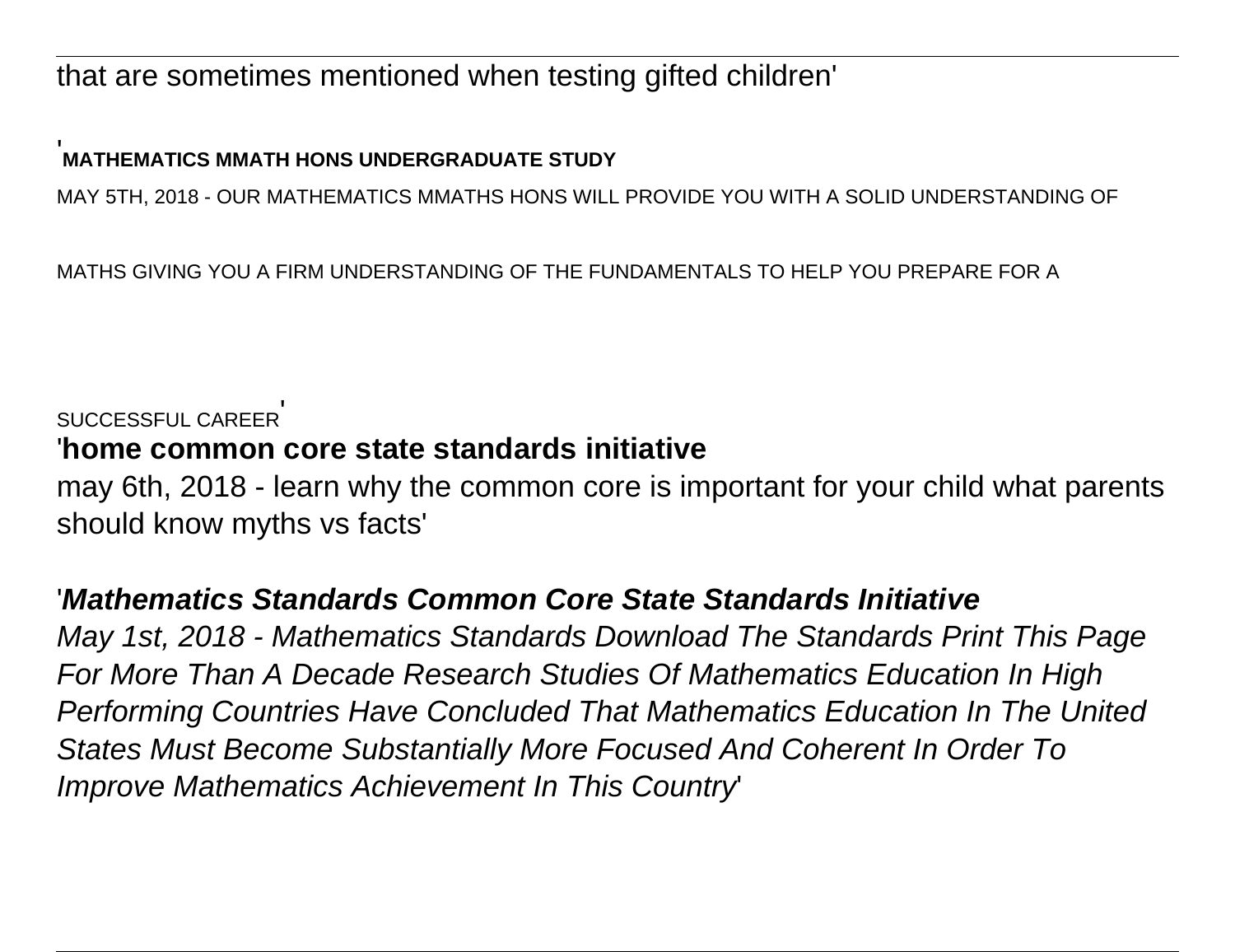that are sometimes mentioned when testing gifted children'

'**MATHEMATICS MMATH HONS UNDERGRADUATE STUDY**

MAY 5TH, 2018 - OUR MATHEMATICS MMATHS HONS WILL PROVIDE YOU WITH A SOLID UNDERSTANDING OF MATHS GIVING YOU A FIRM UNDERSTANDING OF THE FUNDAMENTALS TO HELP YOU PREPARE FOR A SUCCESSFUL CAREER'

'**home common core state standards initiative**

may 6th, 2018 - learn why the common core is important for your child what parents should know myths vs facts'

'***Mathematics Standards Common Core State Standards Initiative***

*May 1st, 2018 - Mathematics Standards Download The Standards Print This Page For More Than A Decade Research Studies Of Mathematics Education In High Performing Countries Have Concluded That Mathematics Education In The United States Must Become Substantially More Focused And Coherent In Order To Improve Mathematics Achievement In This Country*'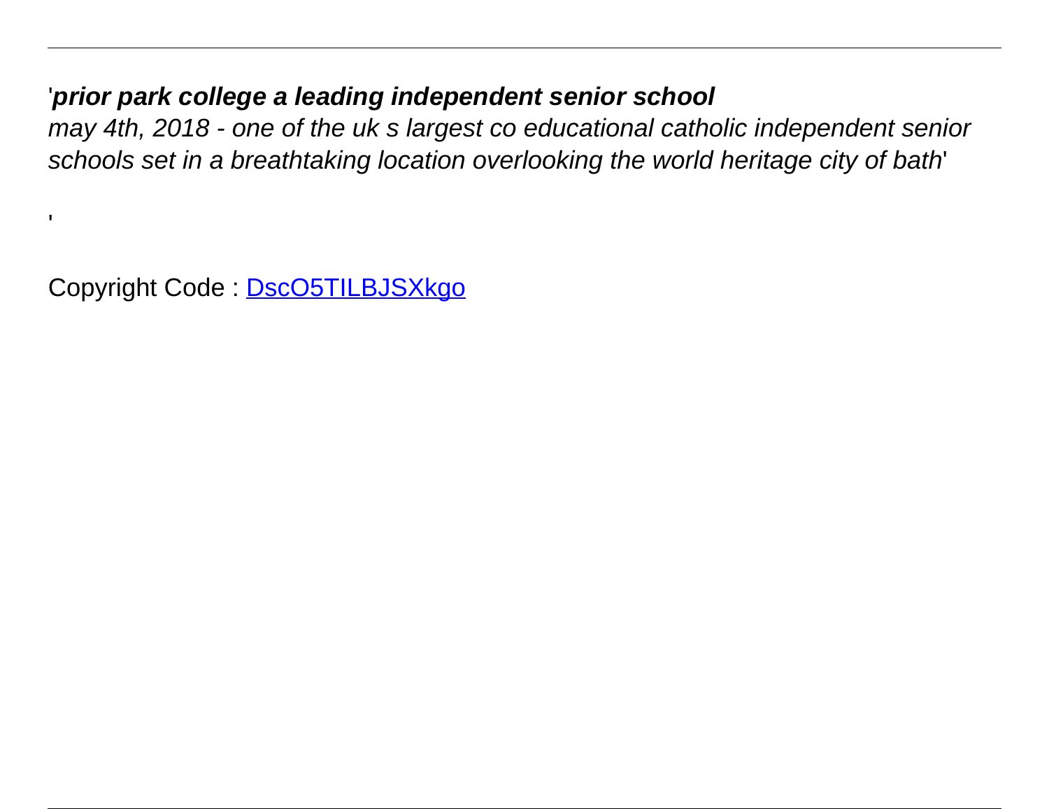'**_prior park college a leading independent senior school_**
_may 4th, 2018 - one of the uk s largest co educational catholic independent senior schools set in a breathtaking location overlooking the world heritage city of bath_'

'

Copyright Code : DscO5TILBJSXkgo